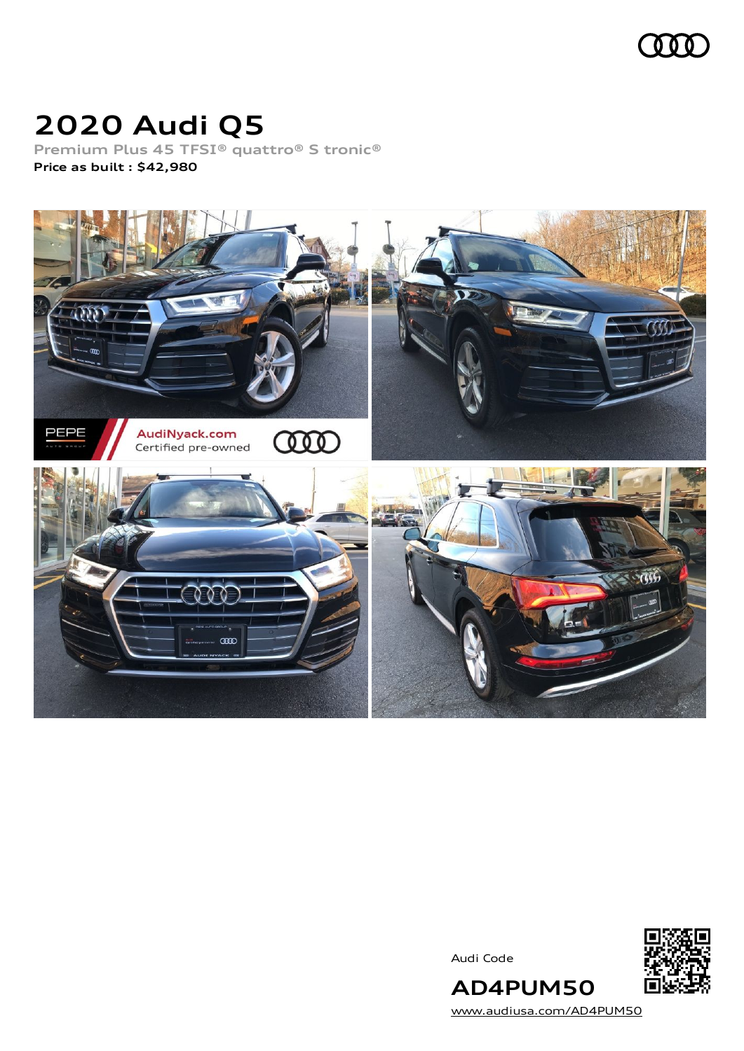# 2020 Audi Q5

Premium Plus 45 TFSI® quattro® S tronic®

**Price as built : $42,980**

Audi Code

**AD4PUM50**

www.audiusa.com/AD4PUM50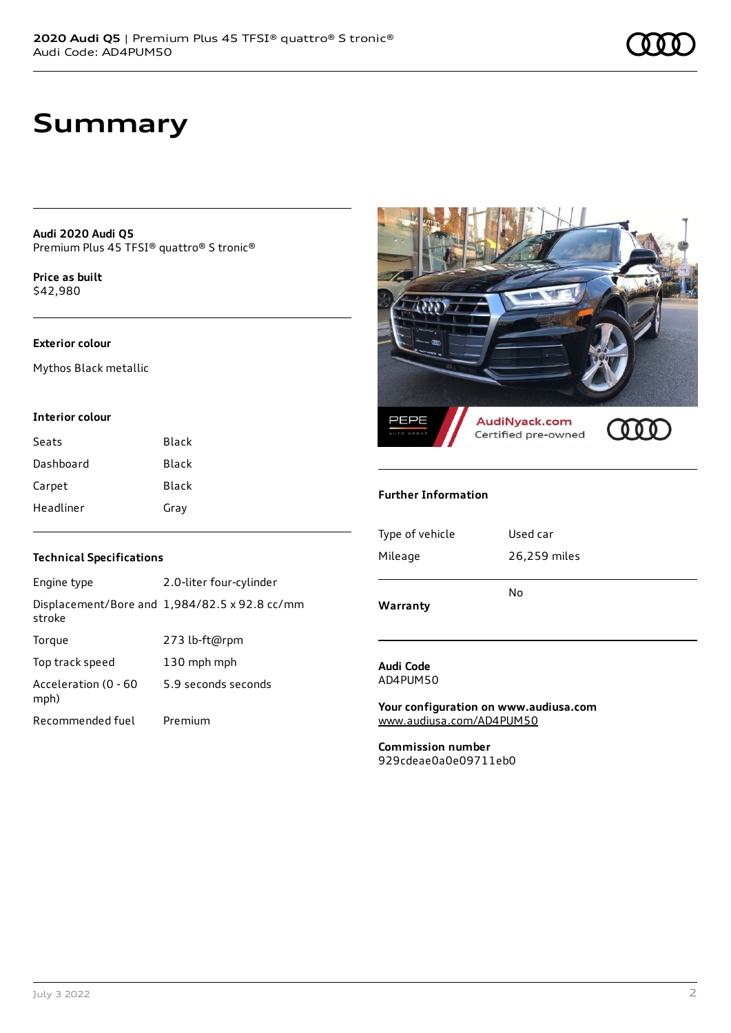# Summary

**Audi 2020 Audi Q5**
Premium Plus 45 TFSI® quattro® S tronic®

**Price as built**
$42,980

### Exterior colour

Mythos Black metallic

### Interior colour

| | |
|---|---|
| Seats | Black |
| Dashboard | Black |
| Carpet | Black |
| Headliner | Gray |

### Technical Specifications

| | |
|---|---|
| Engine type | 2.0-liter four-cylinder |
| Displacement/Bore and stroke | 1,984/82.5 x 92.8 cc/mm |
| Torque | 273 lb-ft@rpm |
| Top track speed | 130 mph mph |
| Acceleration (0 - 60 mph) | 5.9 seconds seconds |
| Recommended fuel | Premium |

### Further Information

| | |
|---|---|
| Type of vehicle | Used car |
| Mileage | 26,259 miles |
| **Warranty** | No |

**Audi Code**
AD4PUM50

**Your configuration on www.audiusa.com**
www.audiusa.com/AD4PUM50

**Commission number**
929cdeae0a0e09711eb0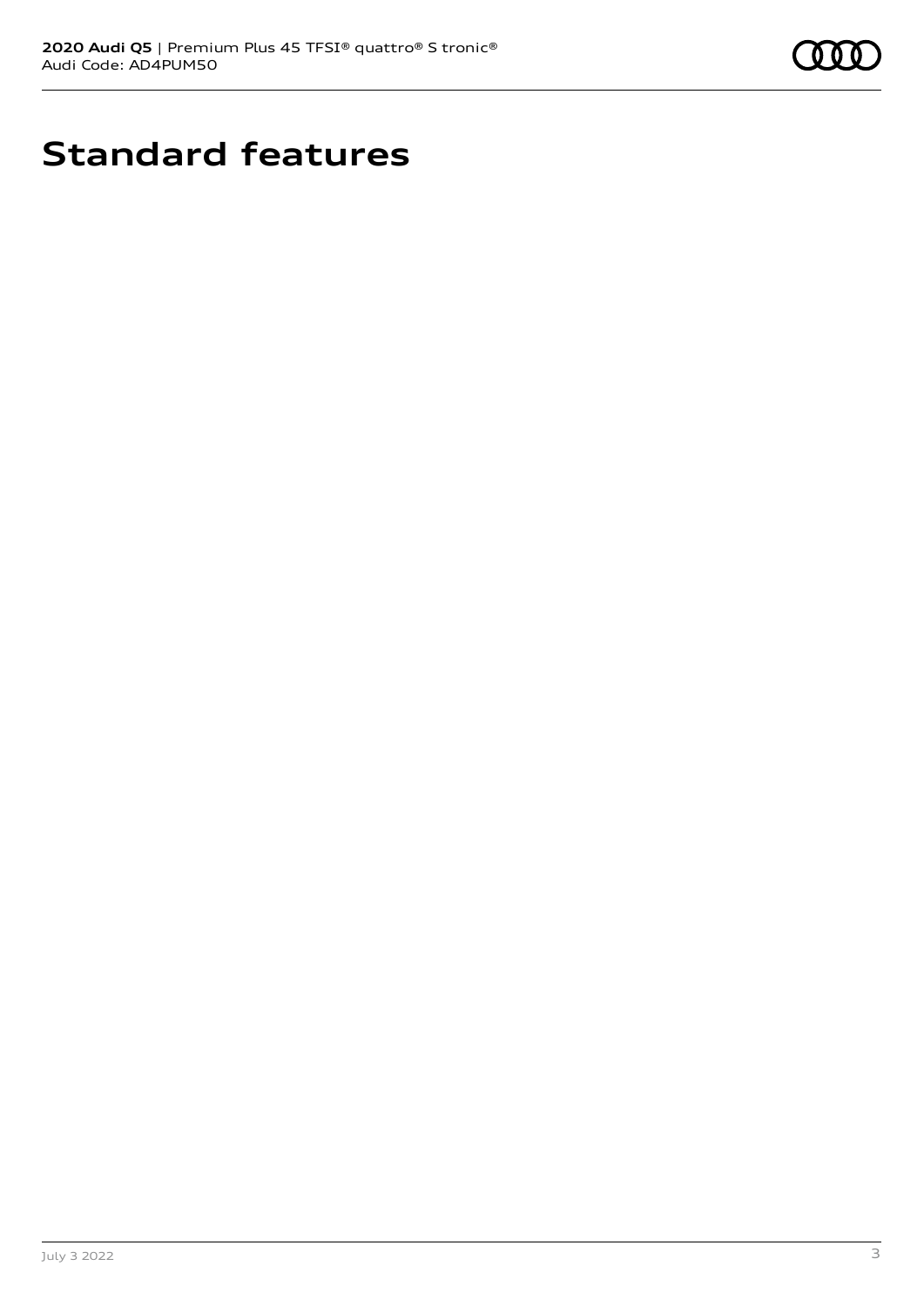# Standard features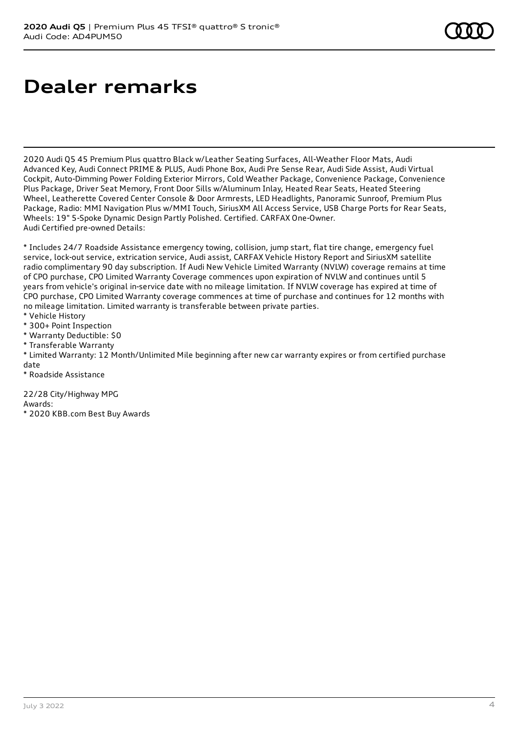# Dealer remarks

2020 Audi Q5 45 Premium Plus quattro Black w/Leather Seating Surfaces, All-Weather Floor Mats, Audi Advanced Key, Audi Connect PRIME & PLUS, Audi Phone Box, Audi Pre Sense Rear, Audi Side Assist, Audi Virtual Cockpit, Auto-Dimming Power Folding Exterior Mirrors, Cold Weather Package, Convenience Package, Convenience Plus Package, Driver Seat Memory, Front Door Sills w/Aluminum Inlay, Heated Rear Seats, Heated Steering Wheel, Leatherette Covered Center Console & Door Armrests, LED Headlights, Panoramic Sunroof, Premium Plus Package, Radio: MMI Navigation Plus w/MMI Touch, SiriusXM All Access Service, USB Charge Ports for Rear Seats, Wheels: 19" 5-Spoke Dynamic Design Partly Polished. Certified. CARFAX One-Owner.
Audi Certified pre-owned Details:

* Includes 24/7 Roadside Assistance emergency towing, collision, jump start, flat tire change, emergency fuel service, lock-out service, extrication service, Audi assist, CARFAX Vehicle History Report and SiriusXM satellite radio complimentary 90 day subscription. If Audi New Vehicle Limited Warranty (NVLW) coverage remains at time of CPO purchase, CPO Limited Warranty Coverage commences upon expiration of NVLW and continues until 5 years from vehicle's original in-service date with no mileage limitation. If NVLW coverage has expired at time of CPO purchase, CPO Limited Warranty coverage commences at time of purchase and continues for 12 months with no mileage limitation. Limited warranty is transferable between private parties.
* Vehicle History
* 300+ Point Inspection
* Warranty Deductible: $0
* Transferable Warranty
* Limited Warranty: 12 Month/Unlimited Mile beginning after new car warranty expires or from certified purchase date
* Roadside Assistance

22/28 City/Highway MPG
Awards:
* 2020 KBB.com Best Buy Awards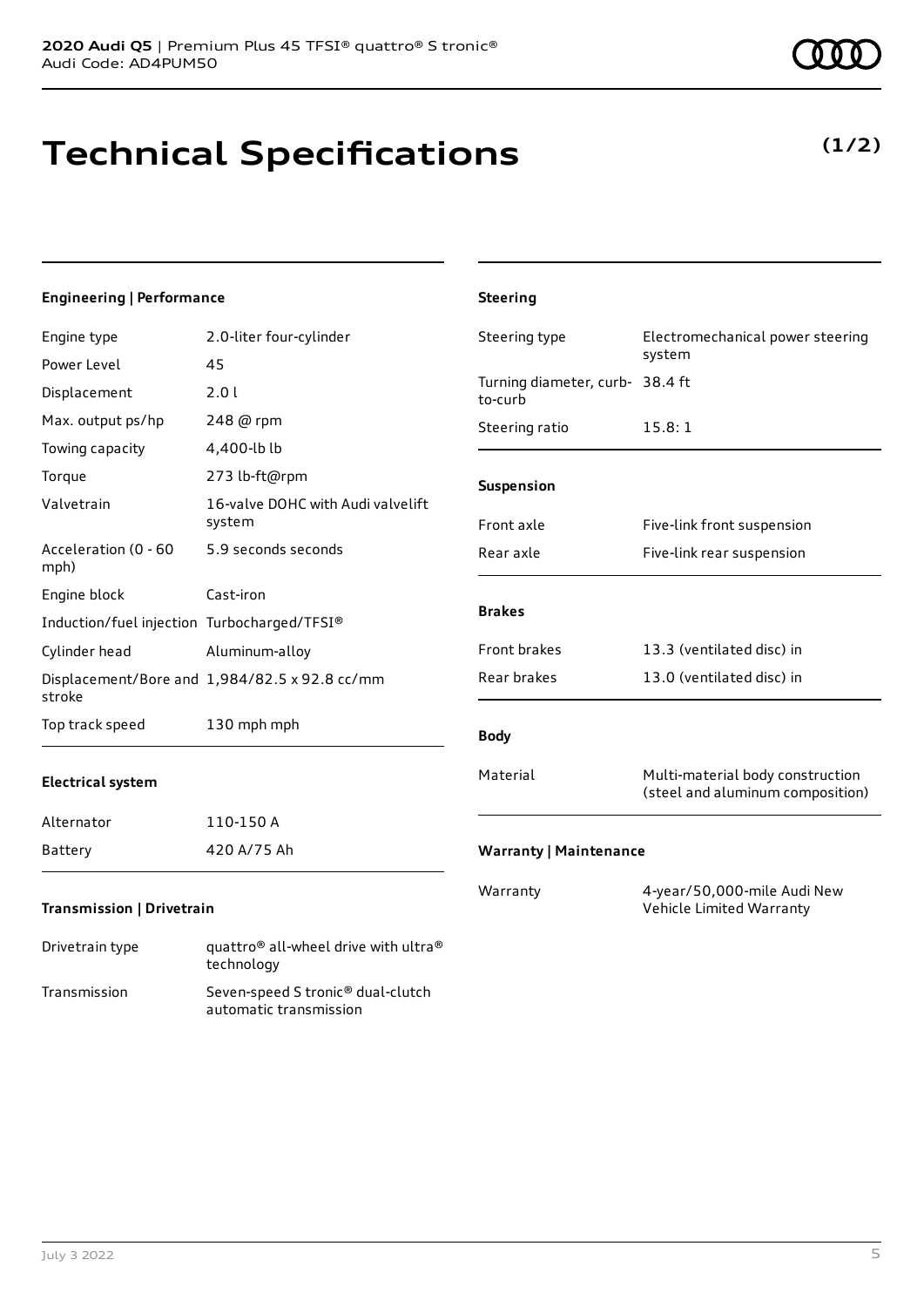# Technical Specifications

**(1/2)**

#### Engineering | Performance

| | |
|---|---|
| Engine type | 2.0-liter four-cylinder |
| Power Level | 45 |
| Displacement | 2.0 l |
| Max. output ps/hp | 248 @ rpm |
| Towing capacity | 4,400-lb lb |
| Torque | 273 lb-ft@rpm |
| Valvetrain | 16-valve DOHC with Audi valvelift system |
| Acceleration (0 - 60 mph) | 5.9 seconds seconds |
| Engine block | Cast-iron |
| Induction/fuel injection | Turbocharged/TFSI® |
| Cylinder head | Aluminum-alloy |
| Displacement/Bore and stroke | 1,984/82.5 x 92.8 cc/mm |
| Top track speed | 130 mph mph |

#### Electrical system

| | |
|---|---|
| Alternator | 110-150 A |
| Battery | 420 A/75 Ah |

#### Transmission | Drivetrain

| | |
|---|---|
| Drivetrain type | quattro® all-wheel drive with ultra® technology |
| Transmission | Seven-speed S tronic® dual-clutch automatic transmission |

#### Steering

| | |
|---|---|
| Steering type | Electromechanical power steering system |
| Turning diameter, curb-to-curb | 38.4 ft |
| Steering ratio | 15.8: 1 |

#### Suspension

| | |
|---|---|
| Front axle | Five-link front suspension |
| Rear axle | Five-link rear suspension |

#### Brakes

| | |
|---|---|
| Front brakes | 13.3 (ventilated disc) in |
| Rear brakes | 13.0 (ventilated disc) in |

#### Body

| | |
|---|---|
| Material | Multi-material body construction (steel and aluminum composition) |

#### Warranty | Maintenance

| | |
|---|---|
| Warranty | 4-year/50,000-mile Audi New Vehicle Limited Warranty |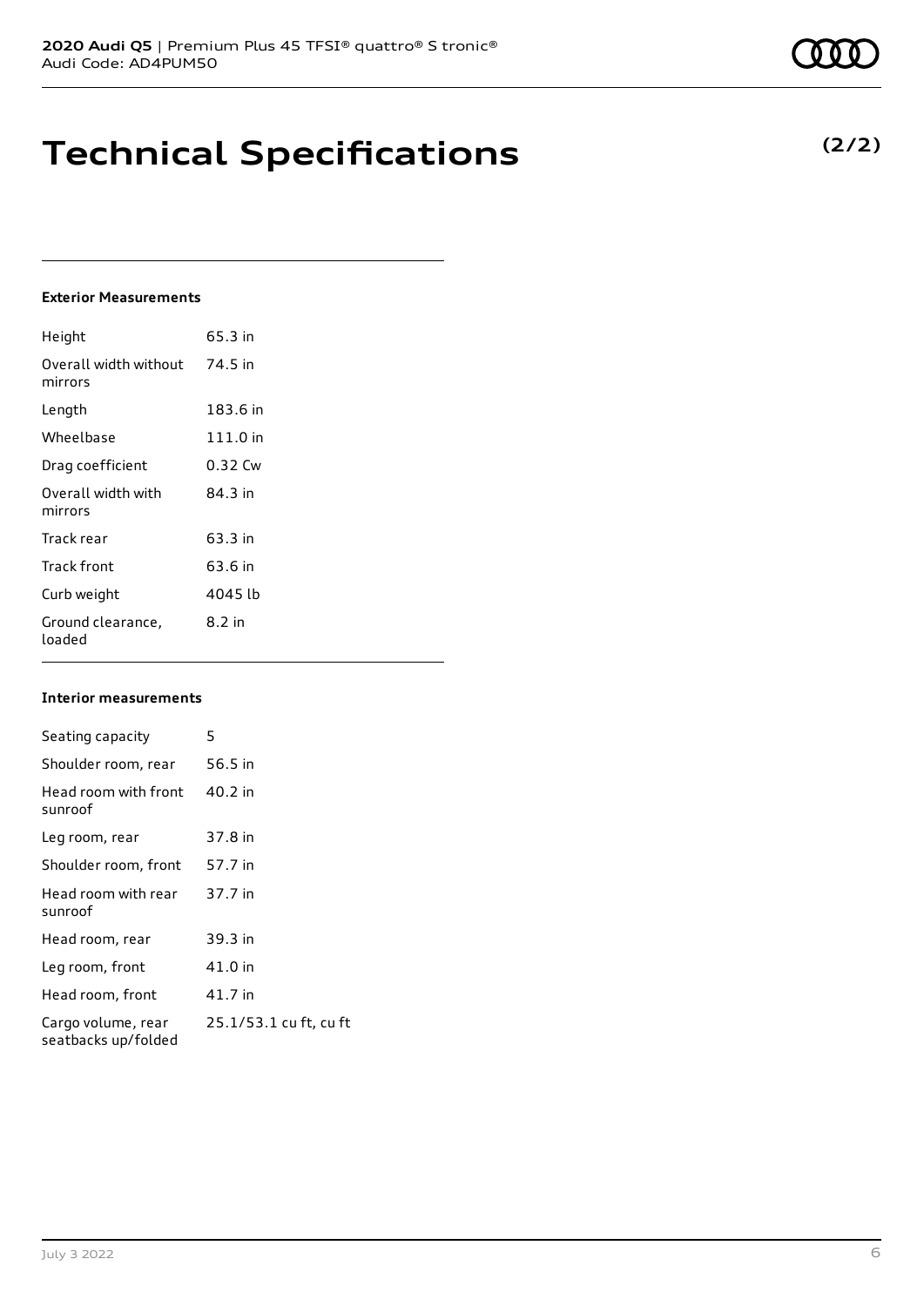# Technical Specifications

**(2/2)**

### Exterior Measurements

| | |
|---|---|
| Height | 65.3 in |
| Overall width without mirrors | 74.5 in |
| Length | 183.6 in |
| Wheelbase | 111.0 in |
| Drag coefficient | 0.32 Cw |
| Overall width with mirrors | 84.3 in |
| Track rear | 63.3 in |
| Track front | 63.6 in |
| Curb weight | 4045 lb |
| Ground clearance, loaded | 8.2 in |

### Interior measurements

| | |
|---|---|
| Seating capacity | 5 |
| Shoulder room, rear | 56.5 in |
| Head room with front sunroof | 40.2 in |
| Leg room, rear | 37.8 in |
| Shoulder room, front | 57.7 in |
| Head room with rear sunroof | 37.7 in |
| Head room, rear | 39.3 in |
| Leg room, front | 41.0 in |
| Head room, front | 41.7 in |
| Cargo volume, rear seatbacks up/folded | 25.1/53.1 cu ft, cu ft |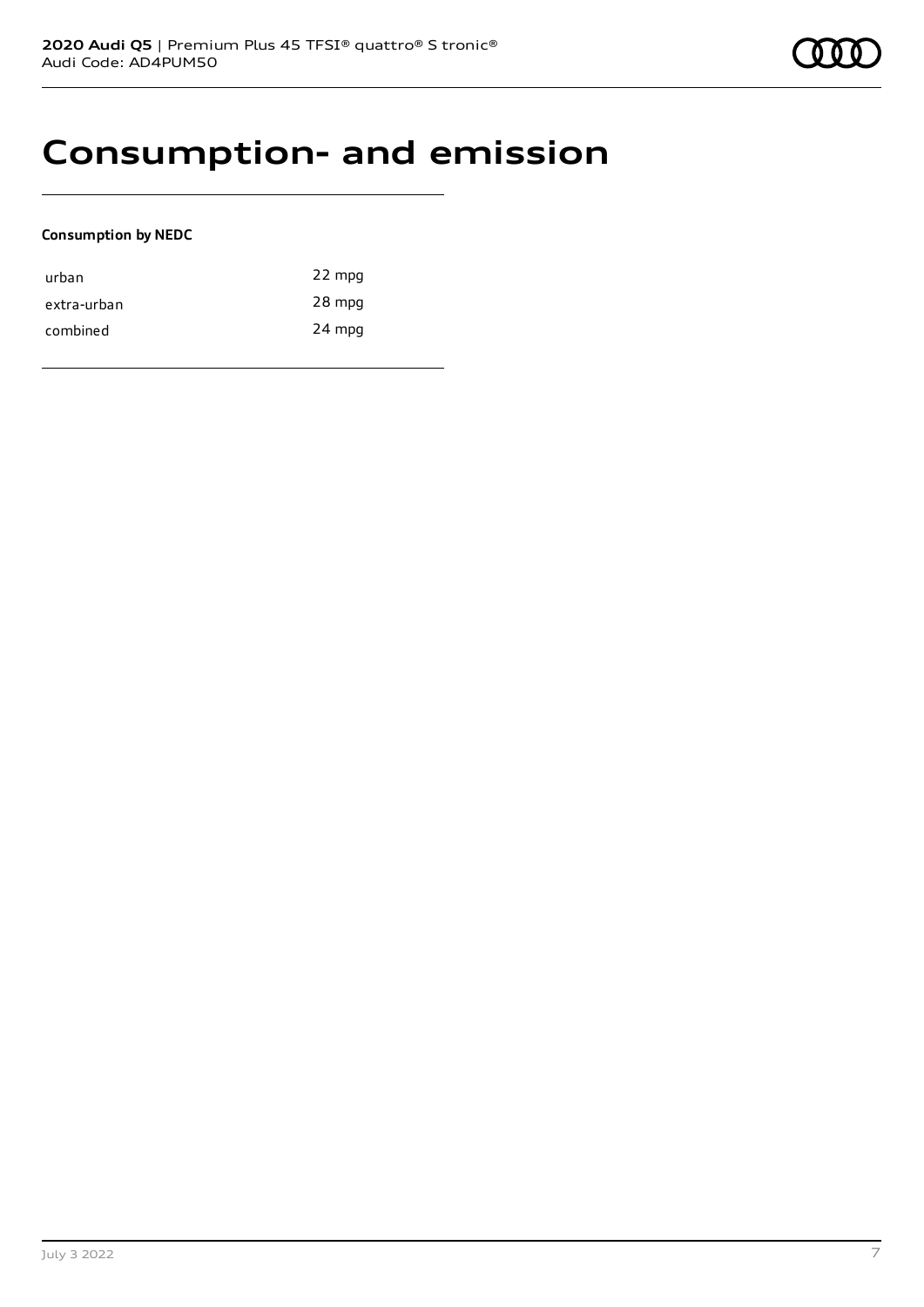# Consumption- and emission

**Consumption by NEDC**

| | |
|---|---|
| urban | 22 mpg |
| extra-urban | 28 mpg |
| combined | 24 mpg |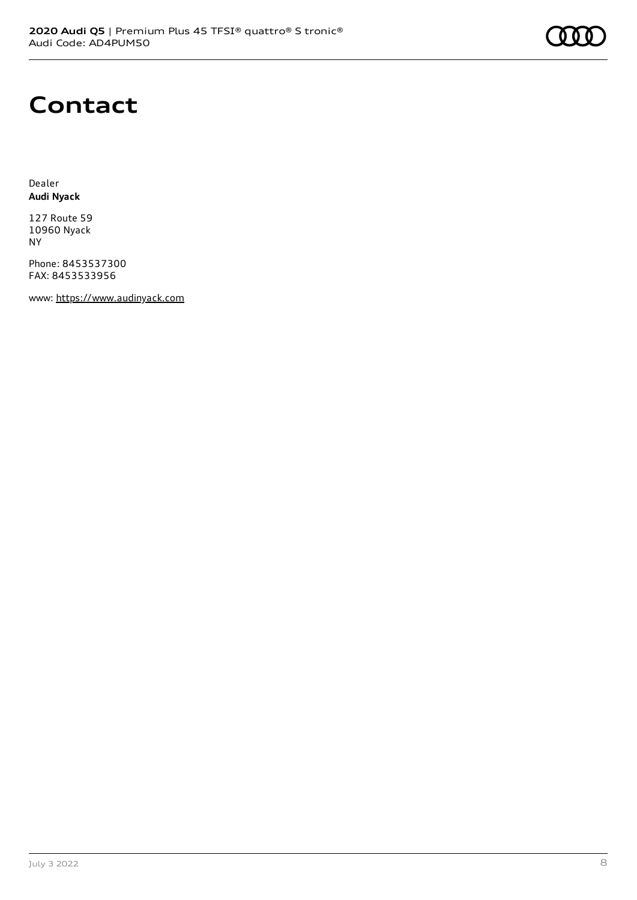# Contact

Dealer
**Audi Nyack**

127 Route 59
10960 Nyack
NY

Phone: 8453537300
FAX: 8453533956

www: https://www.audinyack.com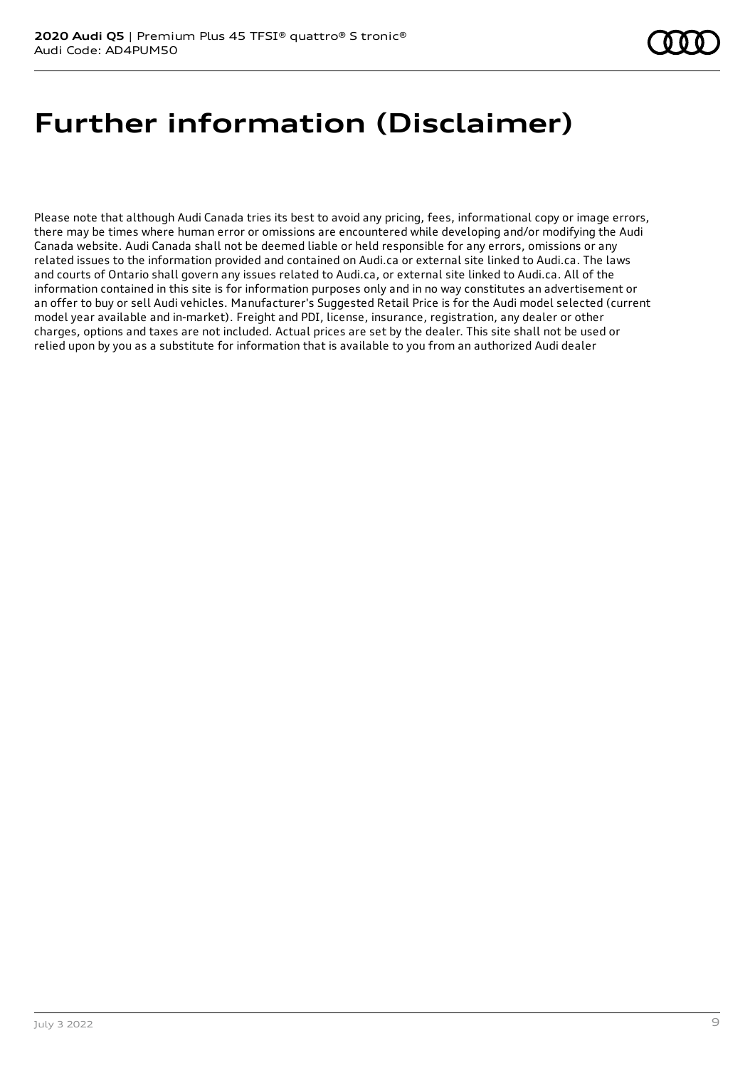# Further information (Disclaimer)

Please note that although Audi Canada tries its best to avoid any pricing, fees, informational copy or image errors, there may be times where human error or omissions are encountered while developing and/or modifying the Audi Canada website. Audi Canada shall not be deemed liable or held responsible for any errors, omissions or any related issues to the information provided and contained on Audi.ca or external site linked to Audi.ca. The laws and courts of Ontario shall govern any issues related to Audi.ca, or external site linked to Audi.ca. All of the information contained in this site is for information purposes only and in no way constitutes an advertisement or an offer to buy or sell Audi vehicles. Manufacturer's Suggested Retail Price is for the Audi model selected (current model year available and in-market). Freight and PDI, license, insurance, registration, any dealer or other charges, options and taxes are not included. Actual prices are set by the dealer. This site shall not be used or relied upon by you as a substitute for information that is available to you from an authorized Audi dealer